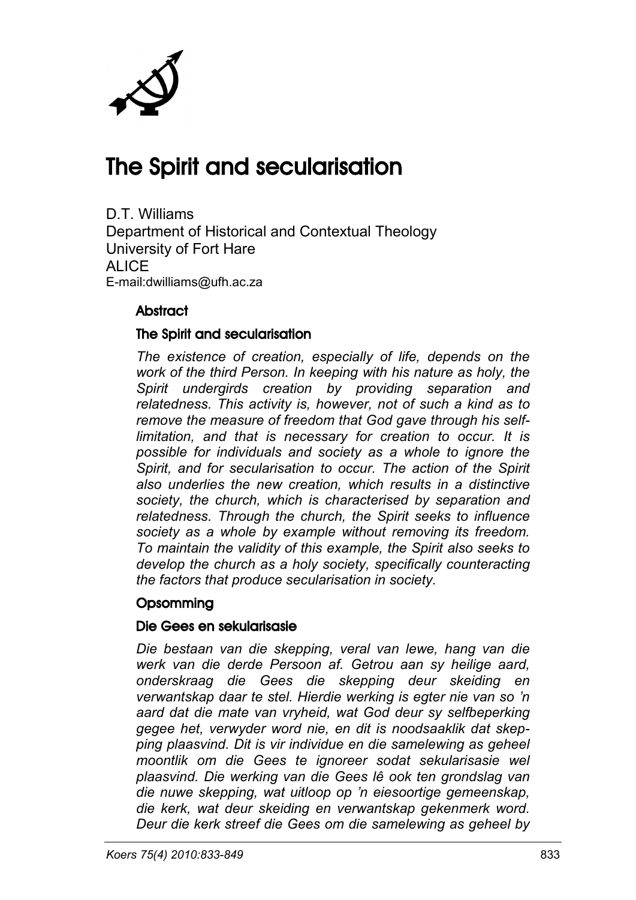# The Spirit and secularisation

D.T. Williams
Department of Historical and Contextual Theology
University of Fort Hare
ALICE
E-mail:dwilliams@ufh.ac.za

## Abstract

### The Spirit and secularisation

*The existence of creation, especially of life, depends on the work of the third Person. In keeping with his nature as holy, the Spirit undergirds creation by providing separation and relatedness. This activity is, however, not of such a kind as to remove the measure of freedom that God gave through his self-limitation, and that is necessary for creation to occur. It is possible for individuals and society as a whole to ignore the Spirit, and for secularisation to occur. The action of the Spirit also underlies the new creation, which results in a distinctive society, the church, which is characterised by separation and relatedness. Through the church, the Spirit seeks to influence society as a whole by example without removing its freedom. To maintain the validity of this example, the Spirit also seeks to develop the church as a holy society, specifically counteracting the factors that produce secularisation in society.*

## Opsomming

### Die Gees en sekularisasie

*Die bestaan van die skepping, veral van lewe, hang van die werk van die derde Persoon af. Getrou aan sy heilige aard, onderskraag die Gees die skepping deur skeiding en verwantskap daar te stel. Hierdie werking is egter nie van so 'n aard dat die mate van vryheid, wat God deur sy selfbeperking gegee het, verwyder word nie, en dit is noodsaaklik dat skepping plaasvind. Dit is vir individue en die samelewing as geheel moontlik om die Gees te ignoreer sodat sekularisasie wel plaasvind. Die werking van die Gees lê ook ten grondslag van die nuwe skepping, wat uitloop op 'n eiesoortige gemeenskap, die kerk, wat deur skeiding en verwantskap gekenmerk word. Deur die kerk streef die Gees om die samelewing as geheel by*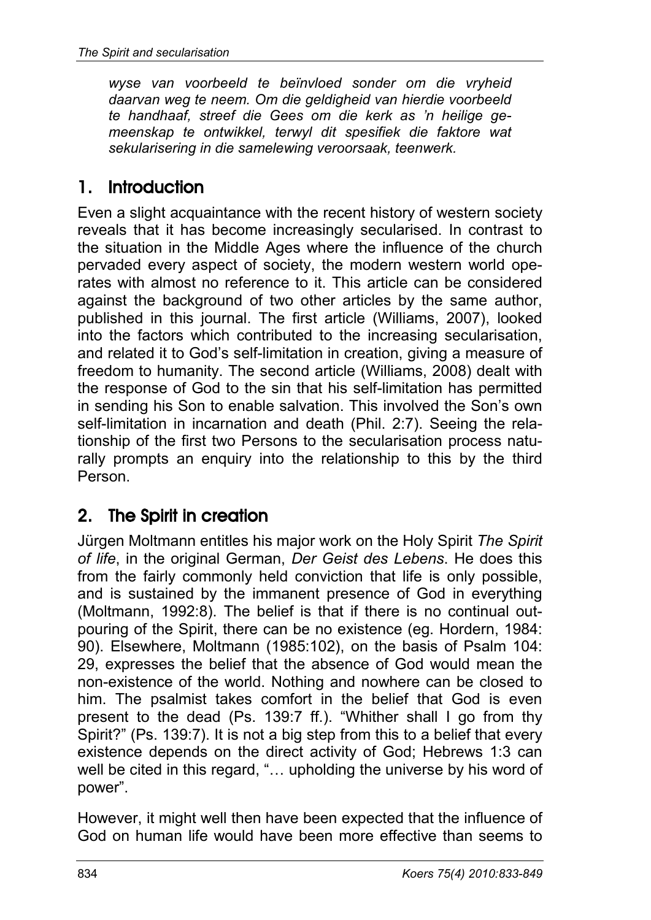*wyse van voorbeeld te beïnvloed sonder om die vryheid daarvan weg te neem. Om die geldigheid van hierdie voorbeeld te handhaaf, streef die Gees om die kerk as 'n heilige gemeenskap te ontwikkel, terwyl dit spesifiek die faktore wat sekularisering in die samelewing veroorsaak, teenwerk.*

## 1. Introduction

Even a slight acquaintance with the recent history of western society reveals that it has become increasingly secularised. In contrast to the situation in the Middle Ages where the influence of the church pervaded every aspect of society, the modern western world operates with almost no reference to it. This article can be considered against the background of two other articles by the same author, published in this journal. The first article (Williams, 2007), looked into the factors which contributed to the increasing secularisation, and related it to God's self-limitation in creation, giving a measure of freedom to humanity. The second article (Williams, 2008) dealt with the response of God to the sin that his self-limitation has permitted in sending his Son to enable salvation. This involved the Son's own self-limitation in incarnation and death (Phil. 2:7). Seeing the relationship of the first two Persons to the secularisation process naturally prompts an enquiry into the relationship to this by the third Person.

## 2. The Spirit in creation

Jürgen Moltmann entitles his major work on the Holy Spirit *The Spirit of life*, in the original German, *Der Geist des Lebens*. He does this from the fairly commonly held conviction that life is only possible, and is sustained by the immanent presence of God in everything (Moltmann, 1992:8). The belief is that if there is no continual outpouring of the Spirit, there can be no existence (eg. Hordern, 1984: 90). Elsewhere, Moltmann (1985:102), on the basis of Psalm 104: 29, expresses the belief that the absence of God would mean the non-existence of the world. Nothing and nowhere can be closed to him. The psalmist takes comfort in the belief that God is even present to the dead (Ps. 139:7 ff.). "Whither shall I go from thy Spirit?" (Ps. 139:7). It is not a big step from this to a belief that every existence depends on the direct activity of God; Hebrews 1:3 can well be cited in this regard, "… upholding the universe by his word of power".

However, it might well then have been expected that the influence of God on human life would have been more effective than seems to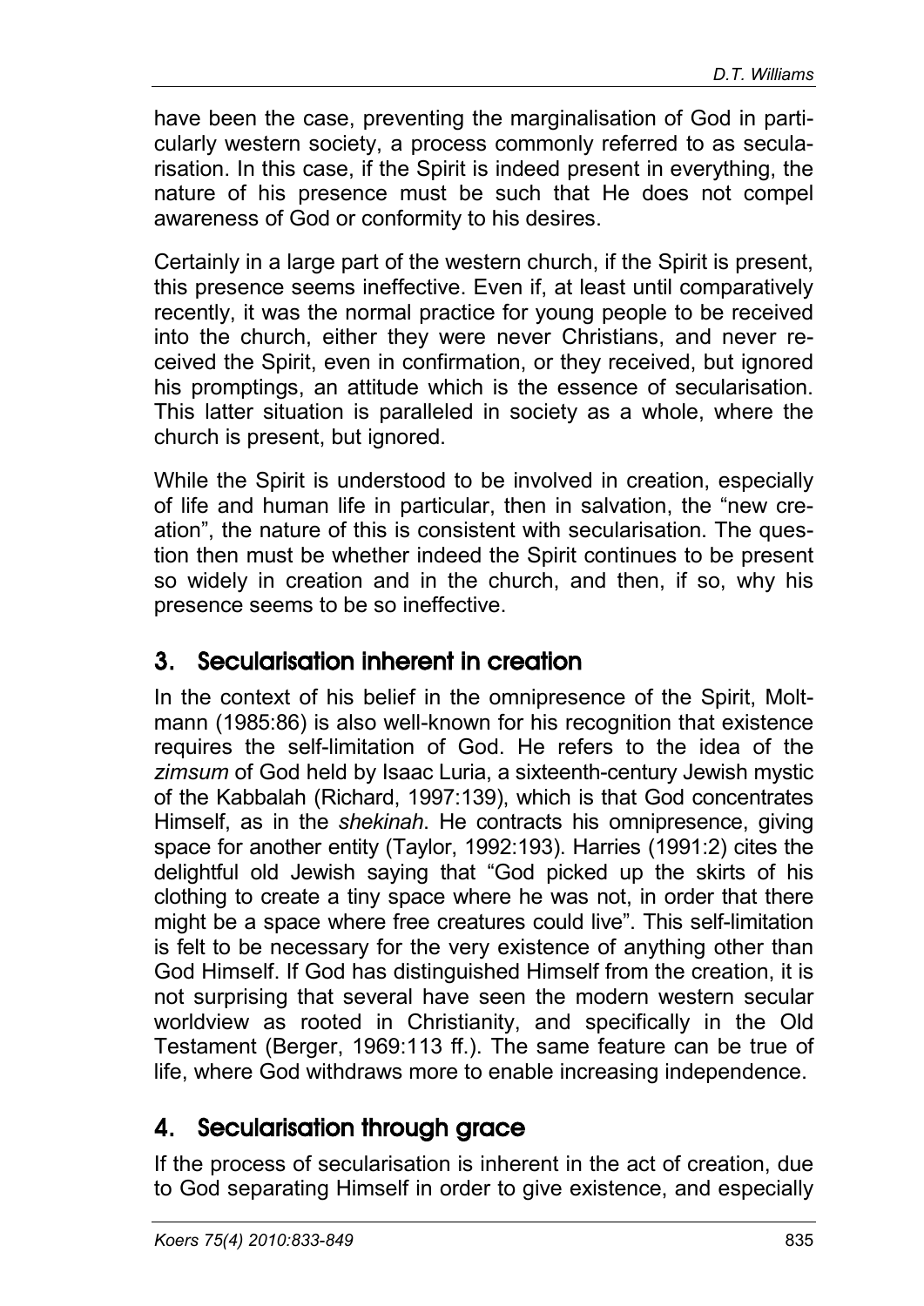have been the case, preventing the marginalisation of God in particularly western society, a process commonly referred to as secularisation. In this case, if the Spirit is indeed present in everything, the nature of his presence must be such that He does not compel awareness of God or conformity to his desires.

Certainly in a large part of the western church, if the Spirit is present, this presence seems ineffective. Even if, at least until comparatively recently, it was the normal practice for young people to be received into the church, either they were never Christians, and never received the Spirit, even in confirmation, or they received, but ignored his promptings, an attitude which is the essence of secularisation. This latter situation is paralleled in society as a whole, where the church is present, but ignored.

While the Spirit is understood to be involved in creation, especially of life and human life in particular, then in salvation, the "new creation", the nature of this is consistent with secularisation. The question then must be whether indeed the Spirit continues to be present so widely in creation and in the church, and then, if so, why his presence seems to be so ineffective.

## 3. Secularisation inherent in creation

In the context of his belief in the omnipresence of the Spirit, Moltmann (1985:86) is also well-known for his recognition that existence requires the self-limitation of God. He refers to the idea of the *zimsum* of God held by Isaac Luria, a sixteenth-century Jewish mystic of the Kabbalah (Richard, 1997:139), which is that God concentrates Himself, as in the *shekinah*. He contracts his omnipresence, giving space for another entity (Taylor, 1992:193). Harries (1991:2) cites the delightful old Jewish saying that "God picked up the skirts of his clothing to create a tiny space where he was not, in order that there might be a space where free creatures could live". This self-limitation is felt to be necessary for the very existence of anything other than God Himself. If God has distinguished Himself from the creation, it is not surprising that several have seen the modern western secular worldview as rooted in Christianity, and specifically in the Old Testament (Berger, 1969:113 ff.). The same feature can be true of life, where God withdraws more to enable increasing independence.

## 4. Secularisation through grace

If the process of secularisation is inherent in the act of creation, due to God separating Himself in order to give existence, and especially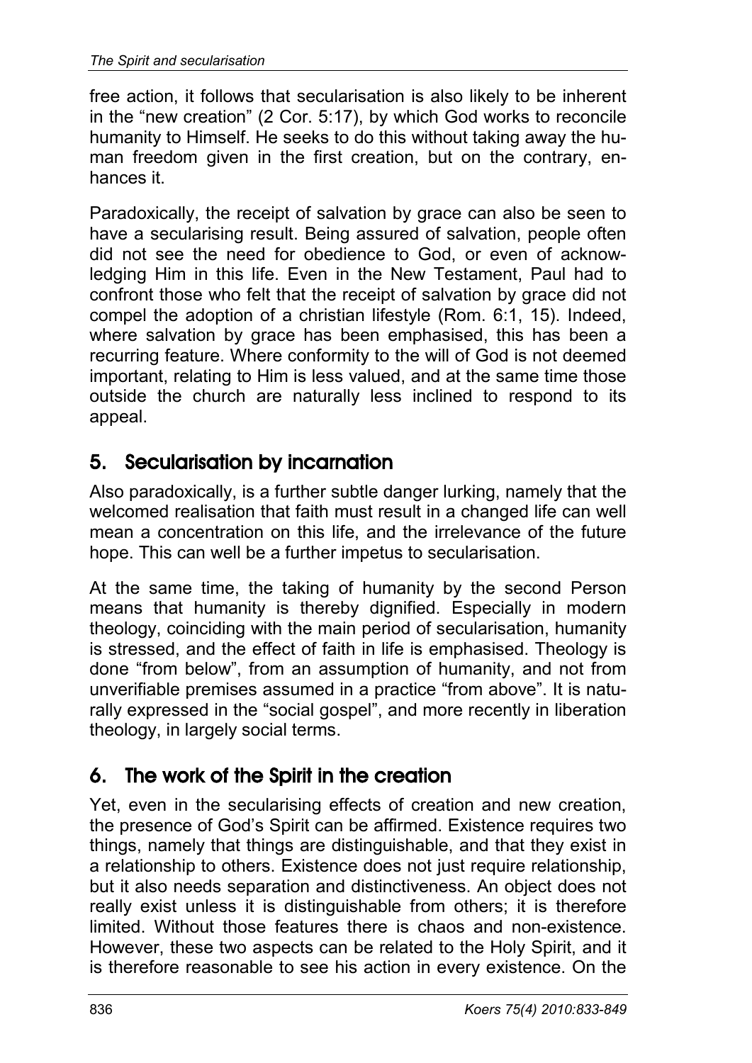free action, it follows that secularisation is also likely to be inherent in the "new creation" (2 Cor. 5:17), by which God works to reconcile humanity to Himself. He seeks to do this without taking away the human freedom given in the first creation, but on the contrary, enhances it.

Paradoxically, the receipt of salvation by grace can also be seen to have a secularising result. Being assured of salvation, people often did not see the need for obedience to God, or even of acknowledging Him in this life. Even in the New Testament, Paul had to confront those who felt that the receipt of salvation by grace did not compel the adoption of a christian lifestyle (Rom. 6:1, 15). Indeed, where salvation by grace has been emphasised, this has been a recurring feature. Where conformity to the will of God is not deemed important, relating to Him is less valued, and at the same time those outside the church are naturally less inclined to respond to its appeal.

## 5. Secularisation by incarnation

Also paradoxically, is a further subtle danger lurking, namely that the welcomed realisation that faith must result in a changed life can well mean a concentration on this life, and the irrelevance of the future hope. This can well be a further impetus to secularisation.

At the same time, the taking of humanity by the second Person means that humanity is thereby dignified. Especially in modern theology, coinciding with the main period of secularisation, humanity is stressed, and the effect of faith in life is emphasised. Theology is done "from below", from an assumption of humanity, and not from unverifiable premises assumed in a practice "from above". It is naturally expressed in the "social gospel", and more recently in liberation theology, in largely social terms.

## 6. The work of the Spirit in the creation

Yet, even in the secularising effects of creation and new creation, the presence of God's Spirit can be affirmed. Existence requires two things, namely that things are distinguishable, and that they exist in a relationship to others. Existence does not just require relationship, but it also needs separation and distinctiveness. An object does not really exist unless it is distinguishable from others; it is therefore limited. Without those features there is chaos and non-existence. However, these two aspects can be related to the Holy Spirit, and it is therefore reasonable to see his action in every existence. On the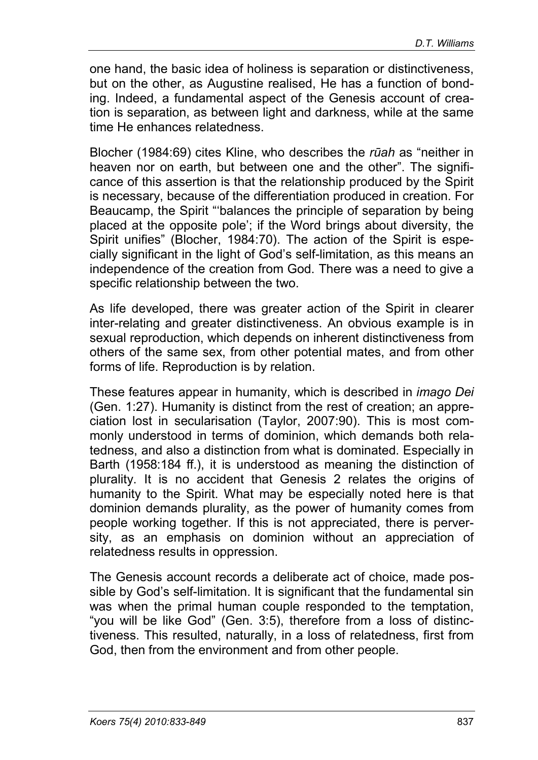one hand, the basic idea of holiness is separation or distinctiveness, but on the other, as Augustine realised, He has a function of bonding. Indeed, a fundamental aspect of the Genesis account of creation is separation, as between light and darkness, while at the same time He enhances relatedness.

Blocher (1984:69) cites Kline, who describes the *rūah* as "neither in heaven nor on earth, but between one and the other". The significance of this assertion is that the relationship produced by the Spirit is necessary, because of the differentiation produced in creation. For Beaucamp, the Spirit "'balances the principle of separation by being placed at the opposite pole'; if the Word brings about diversity, the Spirit unifies" (Blocher, 1984:70). The action of the Spirit is especially significant in the light of God's self-limitation, as this means an independence of the creation from God. There was a need to give a specific relationship between the two.

As life developed, there was greater action of the Spirit in clearer inter-relating and greater distinctiveness. An obvious example is in sexual reproduction, which depends on inherent distinctiveness from others of the same sex, from other potential mates, and from other forms of life. Reproduction is by relation.

These features appear in humanity, which is described in *imago Dei* (Gen. 1:27). Humanity is distinct from the rest of creation; an appreciation lost in secularisation (Taylor, 2007:90). This is most commonly understood in terms of dominion, which demands both relatedness, and also a distinction from what is dominated. Especially in Barth (1958:184 ff.), it is understood as meaning the distinction of plurality. It is no accident that Genesis 2 relates the origins of humanity to the Spirit. What may be especially noted here is that dominion demands plurality, as the power of humanity comes from people working together. If this is not appreciated, there is perversity, as an emphasis on dominion without an appreciation of relatedness results in oppression.

The Genesis account records a deliberate act of choice, made possible by God's self-limitation. It is significant that the fundamental sin was when the primal human couple responded to the temptation, "you will be like God" (Gen. 3:5), therefore from a loss of distinctiveness. This resulted, naturally, in a loss of relatedness, first from God, then from the environment and from other people.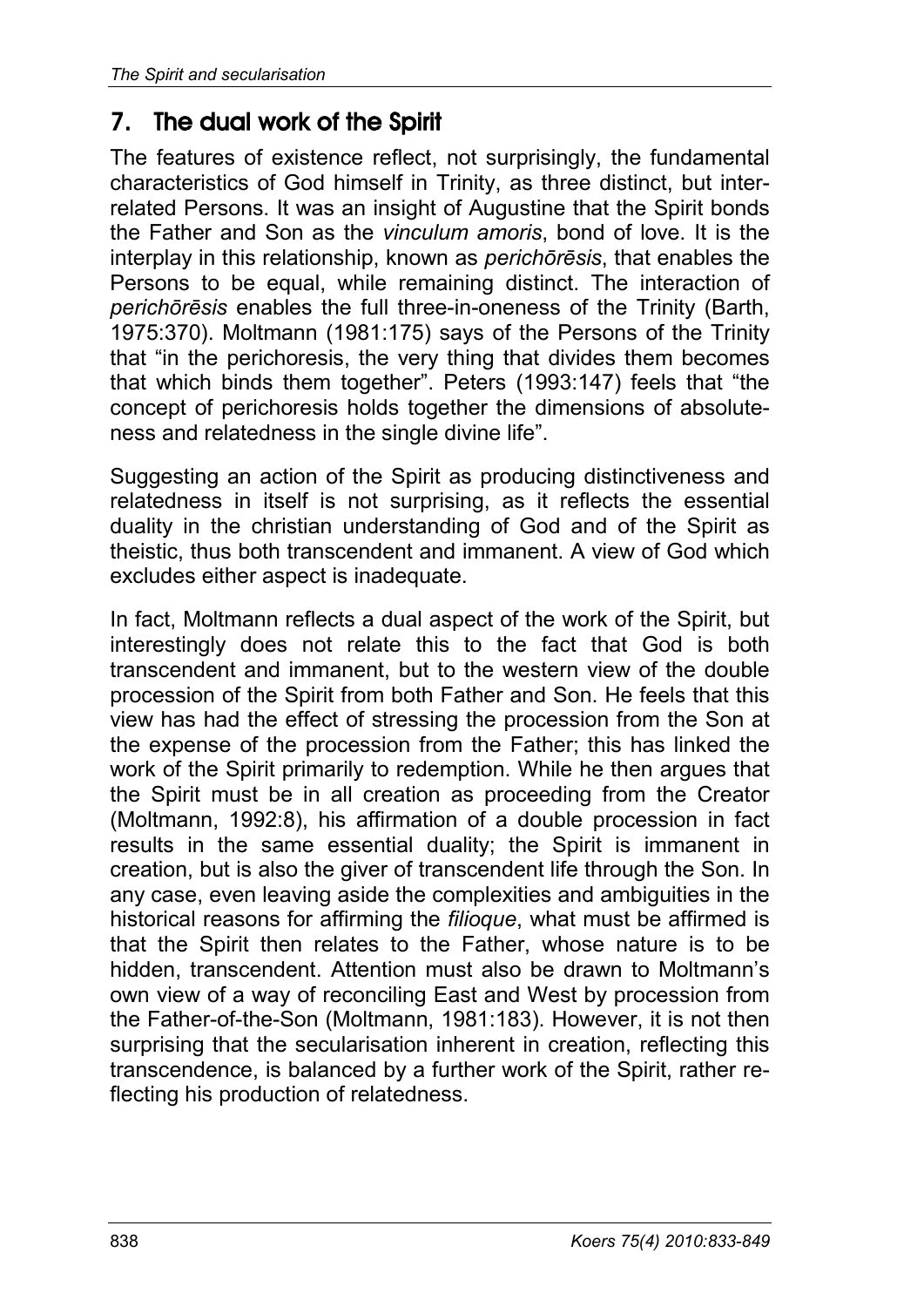## 7. The dual work of the Spirit

The features of existence reflect, not surprisingly, the fundamental characteristics of God himself in Trinity, as three distinct, but interrelated Persons. It was an insight of Augustine that the Spirit bonds the Father and Son as the *vinculum amoris*, bond of love. It is the interplay in this relationship, known as *perichōrēsis*, that enables the Persons to be equal, while remaining distinct. The interaction of *perichōrēsis* enables the full three-in-oneness of the Trinity (Barth, 1975:370). Moltmann (1981:175) says of the Persons of the Trinity that "in the perichoresis, the very thing that divides them becomes that which binds them together". Peters (1993:147) feels that "the concept of perichoresis holds together the dimensions of absoluteness and relatedness in the single divine life".

Suggesting an action of the Spirit as producing distinctiveness and relatedness in itself is not surprising, as it reflects the essential duality in the christian understanding of God and of the Spirit as theistic, thus both transcendent and immanent. A view of God which excludes either aspect is inadequate.

In fact, Moltmann reflects a dual aspect of the work of the Spirit, but interestingly does not relate this to the fact that God is both transcendent and immanent, but to the western view of the double procession of the Spirit from both Father and Son. He feels that this view has had the effect of stressing the procession from the Son at the expense of the procession from the Father; this has linked the work of the Spirit primarily to redemption. While he then argues that the Spirit must be in all creation as proceeding from the Creator (Moltmann, 1992:8), his affirmation of a double procession in fact results in the same essential duality; the Spirit is immanent in creation, but is also the giver of transcendent life through the Son. In any case, even leaving aside the complexities and ambiguities in the historical reasons for affirming the *filioque*, what must be affirmed is that the Spirit then relates to the Father, whose nature is to be hidden, transcendent. Attention must also be drawn to Moltmann's own view of a way of reconciling East and West by procession from the Father-of-the-Son (Moltmann, 1981:183). However, it is not then surprising that the secularisation inherent in creation, reflecting this transcendence, is balanced by a further work of the Spirit, rather reflecting his production of relatedness.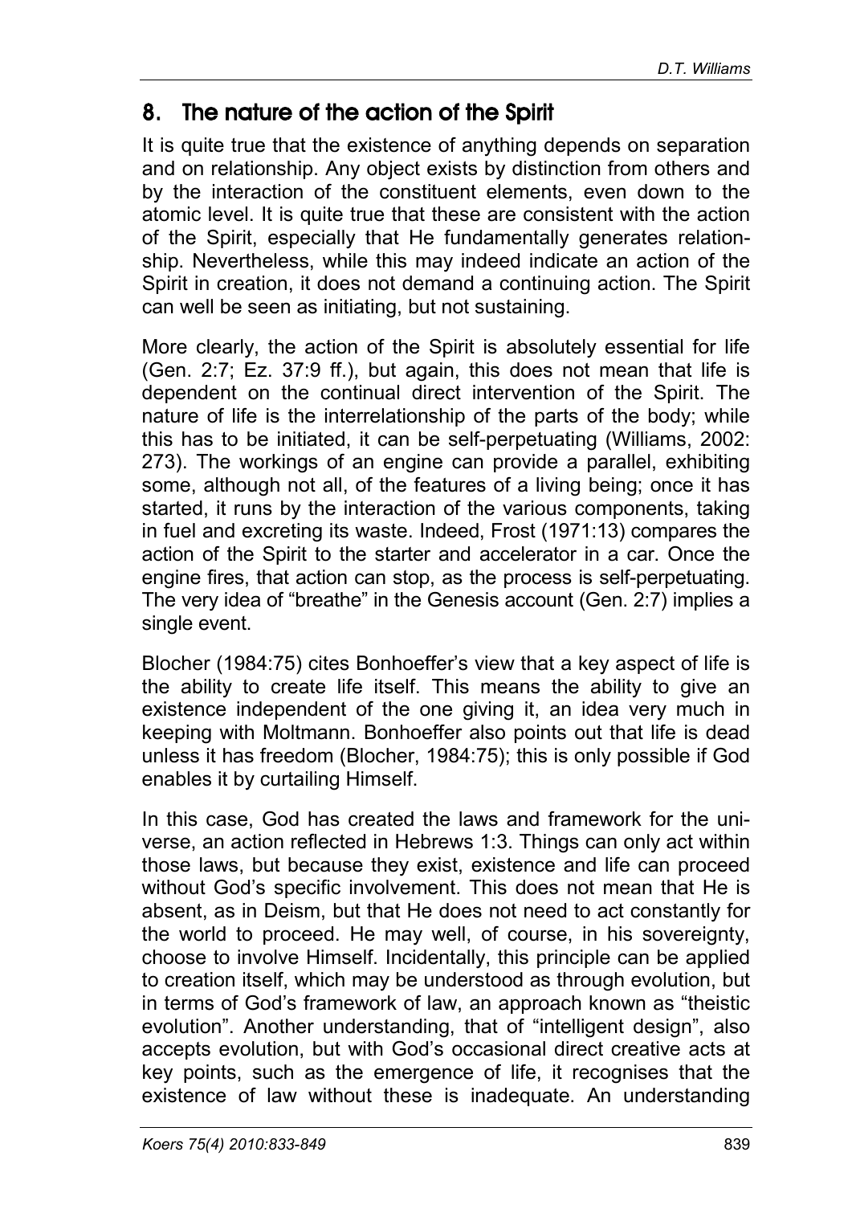## 8. The nature of the action of the Spirit

It is quite true that the existence of anything depends on separation and on relationship. Any object exists by distinction from others and by the interaction of the constituent elements, even down to the atomic level. It is quite true that these are consistent with the action of the Spirit, especially that He fundamentally generates relationship. Nevertheless, while this may indeed indicate an action of the Spirit in creation, it does not demand a continuing action. The Spirit can well be seen as initiating, but not sustaining.

More clearly, the action of the Spirit is absolutely essential for life (Gen. 2:7; Ez. 37:9 ff.), but again, this does not mean that life is dependent on the continual direct intervention of the Spirit. The nature of life is the interrelationship of the parts of the body; while this has to be initiated, it can be self-perpetuating (Williams, 2002: 273). The workings of an engine can provide a parallel, exhibiting some, although not all, of the features of a living being; once it has started, it runs by the interaction of the various components, taking in fuel and excreting its waste. Indeed, Frost (1971:13) compares the action of the Spirit to the starter and accelerator in a car. Once the engine fires, that action can stop, as the process is self-perpetuating. The very idea of "breathe" in the Genesis account (Gen. 2:7) implies a single event.

Blocher (1984:75) cites Bonhoeffer's view that a key aspect of life is the ability to create life itself. This means the ability to give an existence independent of the one giving it, an idea very much in keeping with Moltmann. Bonhoeffer also points out that life is dead unless it has freedom (Blocher, 1984:75); this is only possible if God enables it by curtailing Himself.

In this case, God has created the laws and framework for the universe, an action reflected in Hebrews 1:3. Things can only act within those laws, but because they exist, existence and life can proceed without God's specific involvement. This does not mean that He is absent, as in Deism, but that He does not need to act constantly for the world to proceed. He may well, of course, in his sovereignty, choose to involve Himself. Incidentally, this principle can be applied to creation itself, which may be understood as through evolution, but in terms of God's framework of law, an approach known as "theistic evolution". Another understanding, that of "intelligent design", also accepts evolution, but with God's occasional direct creative acts at key points, such as the emergence of life, it recognises that the existence of law without these is inadequate. An understanding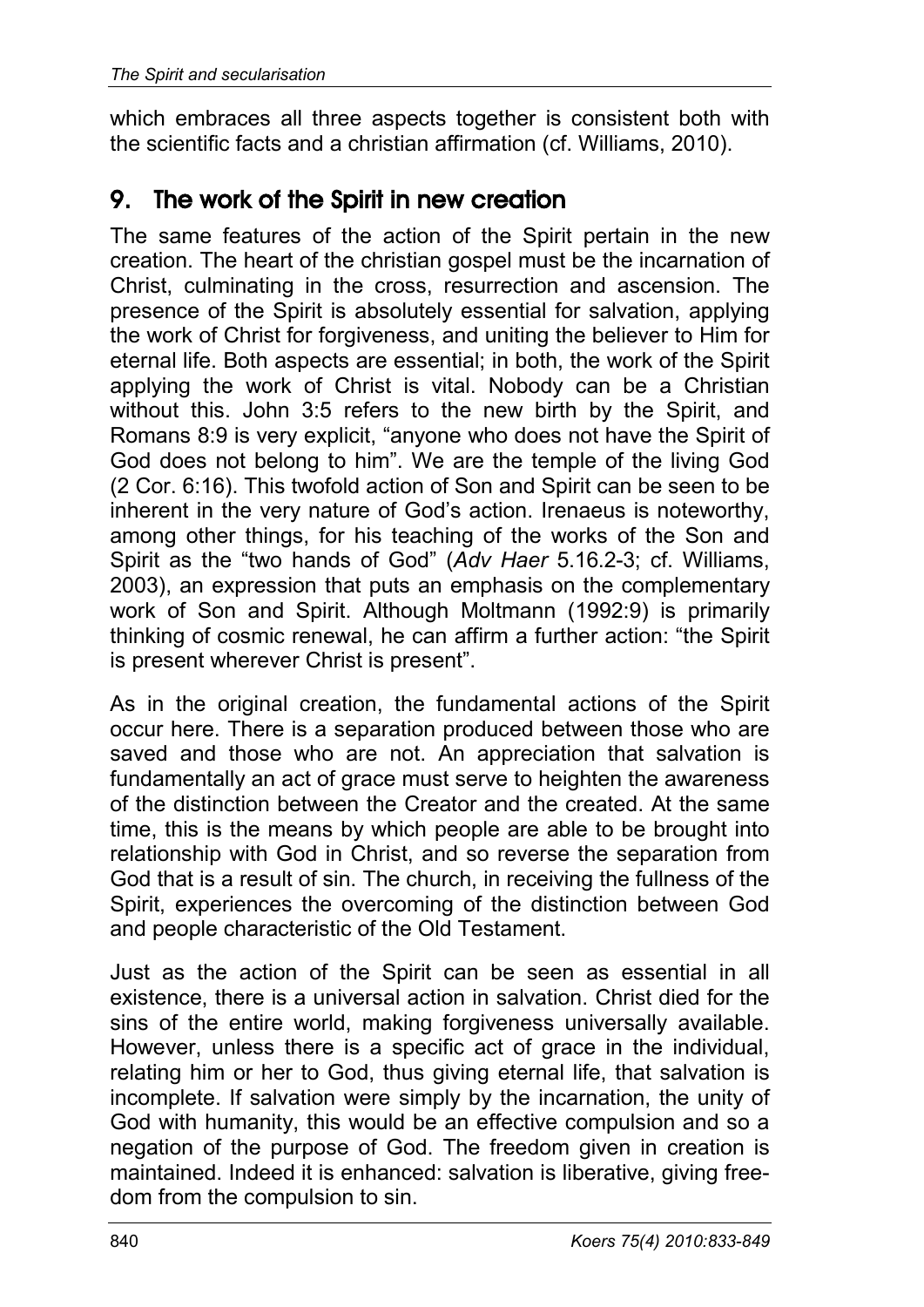which embraces all three aspects together is consistent both with the scientific facts and a christian affirmation (cf. Williams, 2010).

## 9. The work of the Spirit in new creation

The same features of the action of the Spirit pertain in the new creation. The heart of the christian gospel must be the incarnation of Christ, culminating in the cross, resurrection and ascension. The presence of the Spirit is absolutely essential for salvation, applying the work of Christ for forgiveness, and uniting the believer to Him for eternal life. Both aspects are essential; in both, the work of the Spirit applying the work of Christ is vital. Nobody can be a Christian without this. John 3:5 refers to the new birth by the Spirit, and Romans 8:9 is very explicit, "anyone who does not have the Spirit of God does not belong to him". We are the temple of the living God (2 Cor. 6:16). This twofold action of Son and Spirit can be seen to be inherent in the very nature of God's action. Irenaeus is noteworthy, among other things, for his teaching of the works of the Son and Spirit as the "two hands of God" (*Adv Haer* 5.16.2-3; cf. Williams, 2003), an expression that puts an emphasis on the complementary work of Son and Spirit. Although Moltmann (1992:9) is primarily thinking of cosmic renewal, he can affirm a further action: "the Spirit is present wherever Christ is present".

As in the original creation, the fundamental actions of the Spirit occur here. There is a separation produced between those who are saved and those who are not. An appreciation that salvation is fundamentally an act of grace must serve to heighten the awareness of the distinction between the Creator and the created. At the same time, this is the means by which people are able to be brought into relationship with God in Christ, and so reverse the separation from God that is a result of sin. The church, in receiving the fullness of the Spirit, experiences the overcoming of the distinction between God and people characteristic of the Old Testament.

Just as the action of the Spirit can be seen as essential in all existence, there is a universal action in salvation. Christ died for the sins of the entire world, making forgiveness universally available. However, unless there is a specific act of grace in the individual, relating him or her to God, thus giving eternal life, that salvation is incomplete. If salvation were simply by the incarnation, the unity of God with humanity, this would be an effective compulsion and so a negation of the purpose of God. The freedom given in creation is maintained. Indeed it is enhanced: salvation is liberative, giving freedom from the compulsion to sin.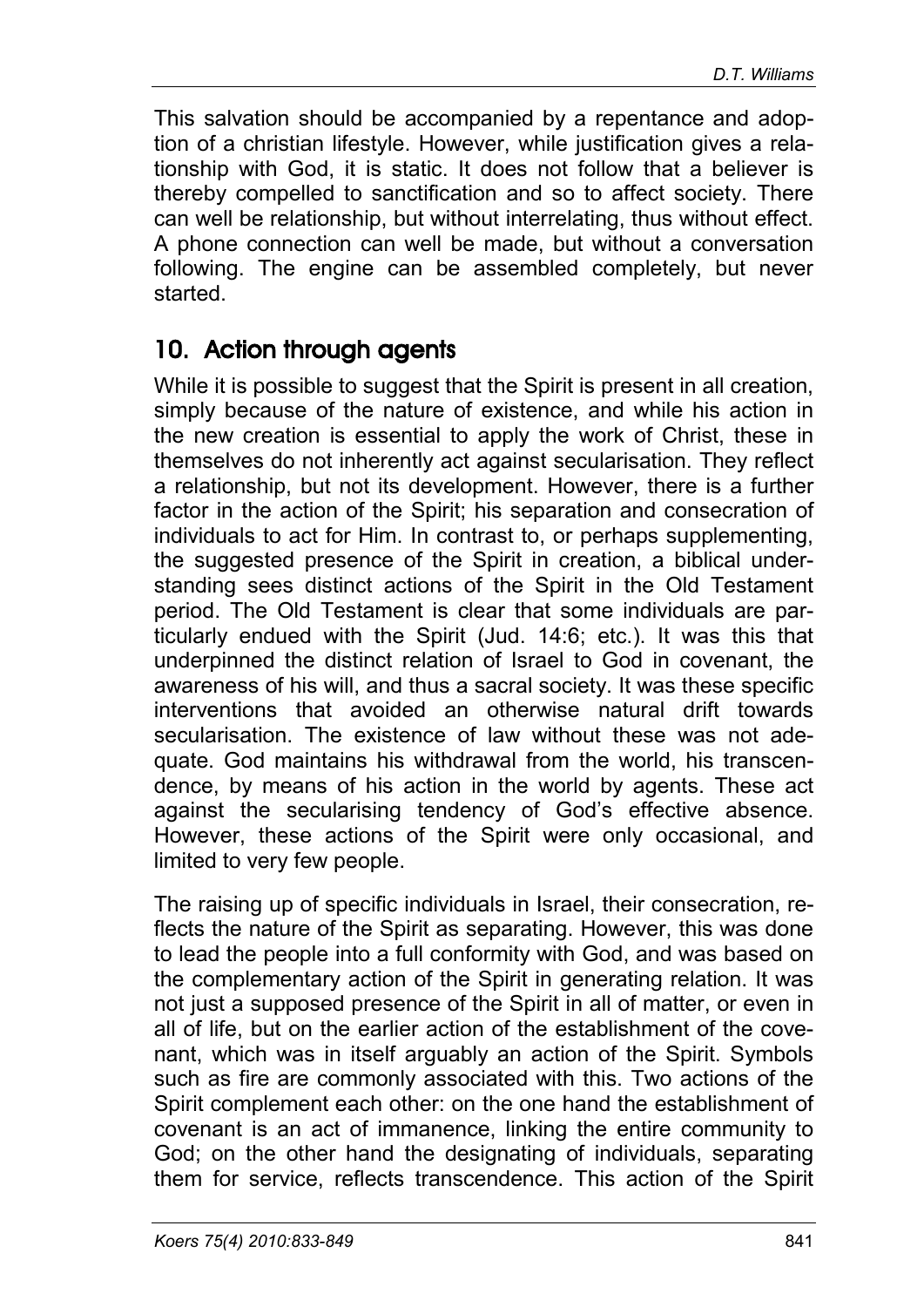This salvation should be accompanied by a repentance and adoption of a christian lifestyle. However, while justification gives a relationship with God, it is static. It does not follow that a believer is thereby compelled to sanctification and so to affect society. There can well be relationship, but without interrelating, thus without effect. A phone connection can well be made, but without a conversation following. The engine can be assembled completely, but never started.

## 10. Action through agents

While it is possible to suggest that the Spirit is present in all creation, simply because of the nature of existence, and while his action in the new creation is essential to apply the work of Christ, these in themselves do not inherently act against secularisation. They reflect a relationship, but not its development. However, there is a further factor in the action of the Spirit; his separation and consecration of individuals to act for Him. In contrast to, or perhaps supplementing, the suggested presence of the Spirit in creation, a biblical understanding sees distinct actions of the Spirit in the Old Testament period. The Old Testament is clear that some individuals are particularly endued with the Spirit (Jud. 14:6; etc.). It was this that underpinned the distinct relation of Israel to God in covenant, the awareness of his will, and thus a sacral society. It was these specific interventions that avoided an otherwise natural drift towards secularisation. The existence of law without these was not adequate. God maintains his withdrawal from the world, his transcendence, by means of his action in the world by agents. These act against the secularising tendency of God's effective absence. However, these actions of the Spirit were only occasional, and limited to very few people.

The raising up of specific individuals in Israel, their consecration, reflects the nature of the Spirit as separating. However, this was done to lead the people into a full conformity with God, and was based on the complementary action of the Spirit in generating relation. It was not just a supposed presence of the Spirit in all of matter, or even in all of life, but on the earlier action of the establishment of the covenant, which was in itself arguably an action of the Spirit. Symbols such as fire are commonly associated with this. Two actions of the Spirit complement each other: on the one hand the establishment of covenant is an act of immanence, linking the entire community to God; on the other hand the designating of individuals, separating them for service, reflects transcendence. This action of the Spirit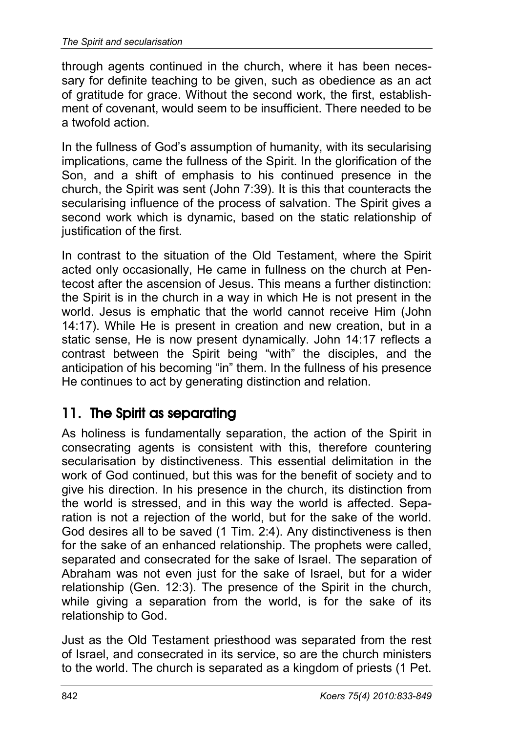through agents continued in the church, where it has been necessary for definite teaching to be given, such as obedience as an act of gratitude for grace. Without the second work, the first, establishment of covenant, would seem to be insufficient. There needed to be a twofold action.

In the fullness of God's assumption of humanity, with its secularising implications, came the fullness of the Spirit. In the glorification of the Son, and a shift of emphasis to his continued presence in the church, the Spirit was sent (John 7:39). It is this that counteracts the secularising influence of the process of salvation. The Spirit gives a second work which is dynamic, based on the static relationship of justification of the first.

In contrast to the situation of the Old Testament, where the Spirit acted only occasionally, He came in fullness on the church at Pentecost after the ascension of Jesus. This means a further distinction: the Spirit is in the church in a way in which He is not present in the world. Jesus is emphatic that the world cannot receive Him (John 14:17). While He is present in creation and new creation, but in a static sense, He is now present dynamically. John 14:17 reflects a contrast between the Spirit being "with" the disciples, and the anticipation of his becoming "in" them. In the fullness of his presence He continues to act by generating distinction and relation.

## 11. The Spirit as separating

As holiness is fundamentally separation, the action of the Spirit in consecrating agents is consistent with this, therefore countering secularisation by distinctiveness. This essential delimitation in the work of God continued, but this was for the benefit of society and to give his direction. In his presence in the church, its distinction from the world is stressed, and in this way the world is affected. Separation is not a rejection of the world, but for the sake of the world. God desires all to be saved (1 Tim. 2:4). Any distinctiveness is then for the sake of an enhanced relationship. The prophets were called, separated and consecrated for the sake of Israel. The separation of Abraham was not even just for the sake of Israel, but for a wider relationship (Gen. 12:3). The presence of the Spirit in the church, while giving a separation from the world, is for the sake of its relationship to God.

Just as the Old Testament priesthood was separated from the rest of Israel, and consecrated in its service, so are the church ministers to the world. The church is separated as a kingdom of priests (1 Pet.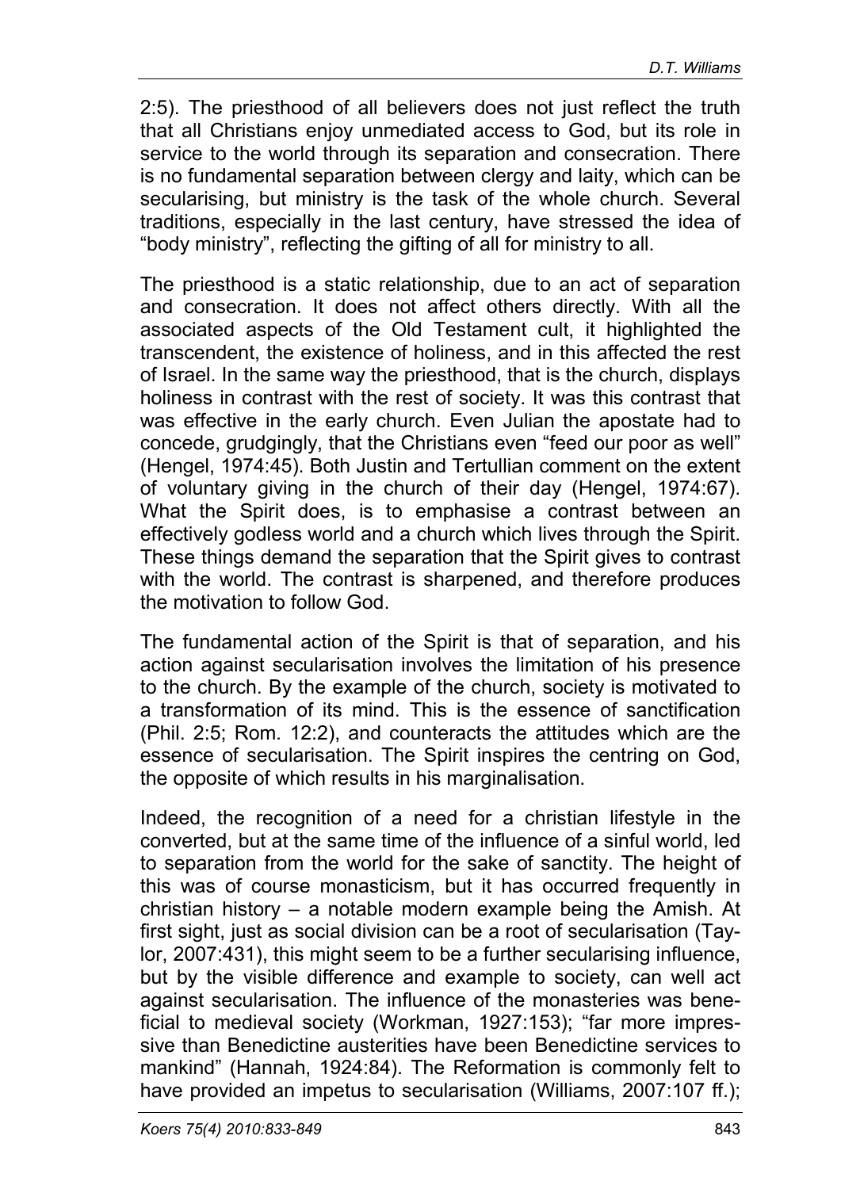2:5). The priesthood of all believers does not just reflect the truth that all Christians enjoy unmediated access to God, but its role in service to the world through its separation and consecration. There is no fundamental separation between clergy and laity, which can be secularising, but ministry is the task of the whole church. Several traditions, especially in the last century, have stressed the idea of "body ministry", reflecting the gifting of all for ministry to all.

The priesthood is a static relationship, due to an act of separation and consecration. It does not affect others directly. With all the associated aspects of the Old Testament cult, it highlighted the transcendent, the existence of holiness, and in this affected the rest of Israel. In the same way the priesthood, that is the church, displays holiness in contrast with the rest of society. It was this contrast that was effective in the early church. Even Julian the apostate had to concede, grudgingly, that the Christians even "feed our poor as well" (Hengel, 1974:45). Both Justin and Tertullian comment on the extent of voluntary giving in the church of their day (Hengel, 1974:67). What the Spirit does, is to emphasise a contrast between an effectively godless world and a church which lives through the Spirit. These things demand the separation that the Spirit gives to contrast with the world. The contrast is sharpened, and therefore produces the motivation to follow God.

The fundamental action of the Spirit is that of separation, and his action against secularisation involves the limitation of his presence to the church. By the example of the church, society is motivated to a transformation of its mind. This is the essence of sanctification (Phil. 2:5; Rom. 12:2), and counteracts the attitudes which are the essence of secularisation. The Spirit inspires the centring on God, the opposite of which results in his marginalisation.

Indeed, the recognition of a need for a christian lifestyle in the converted, but at the same time of the influence of a sinful world, led to separation from the world for the sake of sanctity. The height of this was of course monasticism, but it has occurred frequently in christian history – a notable modern example being the Amish. At first sight, just as social division can be a root of secularisation (Taylor, 2007:431), this might seem to be a further secularising influence, but by the visible difference and example to society, can well act against secularisation. The influence of the monasteries was beneficial to medieval society (Workman, 1927:153); "far more impressive than Benedictine austerities have been Benedictine services to mankind" (Hannah, 1924:84). The Reformation is commonly felt to have provided an impetus to secularisation (Williams, 2007:107 ff.);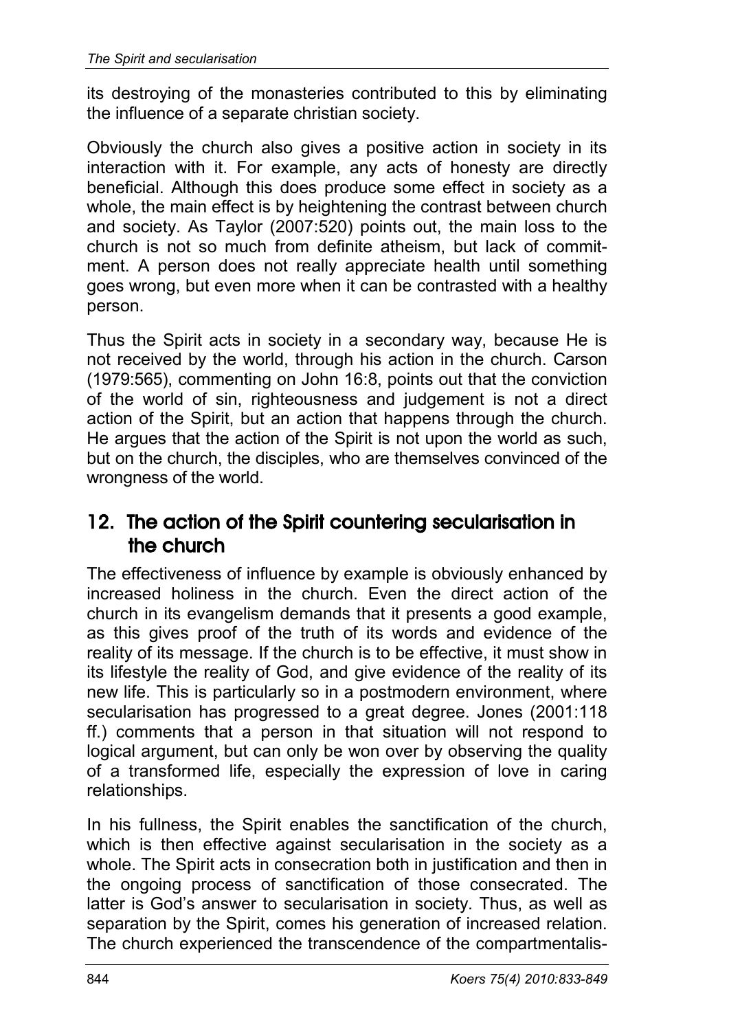its destroying of the monasteries contributed to this by eliminating the influence of a separate christian society.

Obviously the church also gives a positive action in society in its interaction with it. For example, any acts of honesty are directly beneficial. Although this does produce some effect in society as a whole, the main effect is by heightening the contrast between church and society. As Taylor (2007:520) points out, the main loss to the church is not so much from definite atheism, but lack of commitment. A person does not really appreciate health until something goes wrong, but even more when it can be contrasted with a healthy person.

Thus the Spirit acts in society in a secondary way, because He is not received by the world, through his action in the church. Carson (1979:565), commenting on John 16:8, points out that the conviction of the world of sin, righteousness and judgement is not a direct action of the Spirit, but an action that happens through the church. He argues that the action of the Spirit is not upon the world as such, but on the church, the disciples, who are themselves convinced of the wrongness of the world.

## 12. The action of the Spirit countering secularisation in the church

The effectiveness of influence by example is obviously enhanced by increased holiness in the church. Even the direct action of the church in its evangelism demands that it presents a good example, as this gives proof of the truth of its words and evidence of the reality of its message. If the church is to be effective, it must show in its lifestyle the reality of God, and give evidence of the reality of its new life. This is particularly so in a postmodern environment, where secularisation has progressed to a great degree. Jones (2001:118 ff.) comments that a person in that situation will not respond to logical argument, but can only be won over by observing the quality of a transformed life, especially the expression of love in caring relationships.

In his fullness, the Spirit enables the sanctification of the church, which is then effective against secularisation in the society as a whole. The Spirit acts in consecration both in justification and then in the ongoing process of sanctification of those consecrated. The latter is God's answer to secularisation in society. Thus, as well as separation by the Spirit, comes his generation of increased relation. The church experienced the transcendence of the compartmentalis-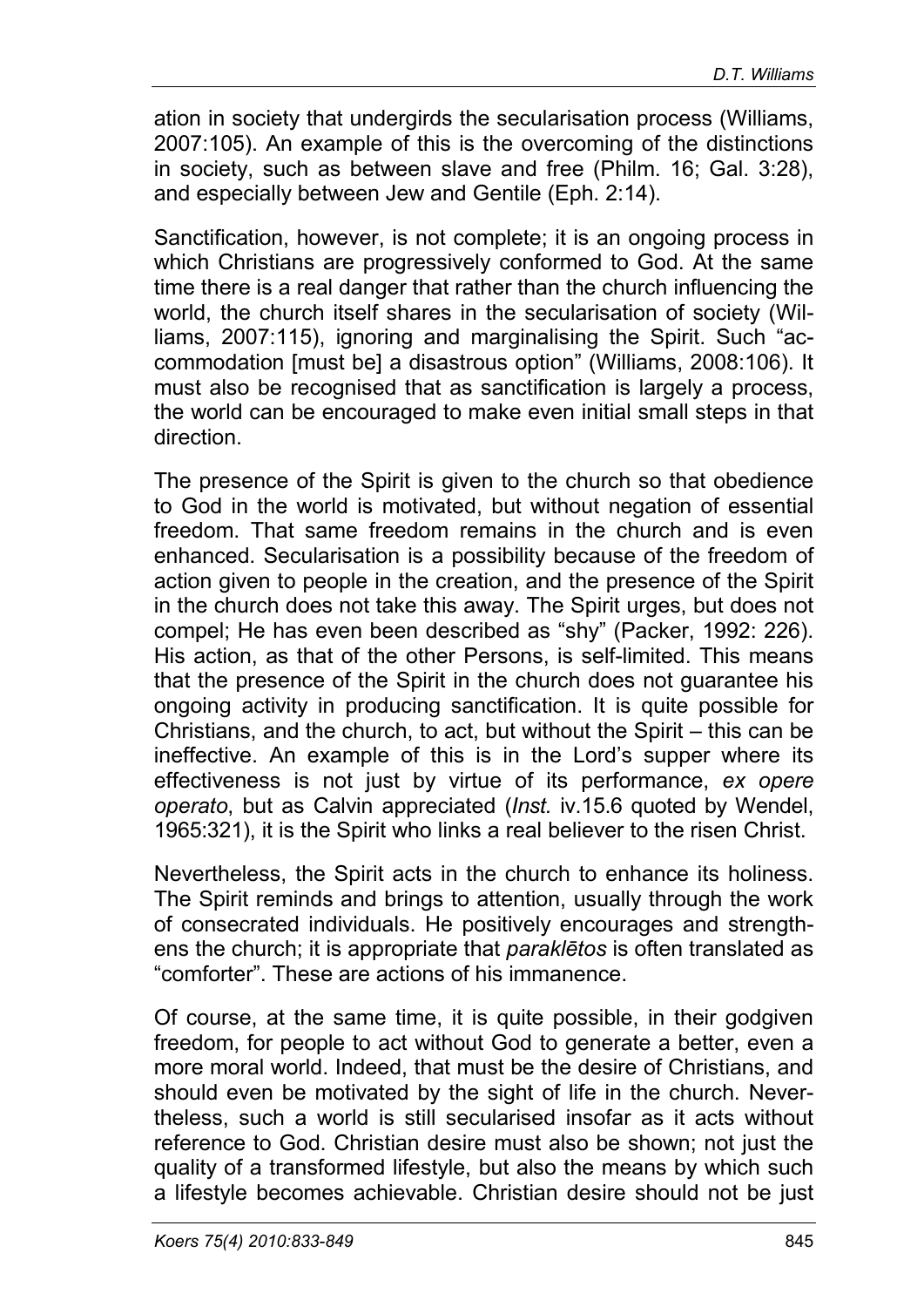ation in society that undergirds the secularisation process (Williams, 2007:105). An example of this is the overcoming of the distinctions in society, such as between slave and free (Philm. 16; Gal. 3:28), and especially between Jew and Gentile (Eph. 2:14).

Sanctification, however, is not complete; it is an ongoing process in which Christians are progressively conformed to God. At the same time there is a real danger that rather than the church influencing the world, the church itself shares in the secularisation of society (Williams, 2007:115), ignoring and marginalising the Spirit. Such "accommodation [must be] a disastrous option" (Williams, 2008:106). It must also be recognised that as sanctification is largely a process, the world can be encouraged to make even initial small steps in that direction.

The presence of the Spirit is given to the church so that obedience to God in the world is motivated, but without negation of essential freedom. That same freedom remains in the church and is even enhanced. Secularisation is a possibility because of the freedom of action given to people in the creation, and the presence of the Spirit in the church does not take this away. The Spirit urges, but does not compel; He has even been described as "shy" (Packer, 1992: 226). His action, as that of the other Persons, is self-limited. This means that the presence of the Spirit in the church does not guarantee his ongoing activity in producing sanctification. It is quite possible for Christians, and the church, to act, but without the Spirit – this can be ineffective. An example of this is in the Lord's supper where its effectiveness is not just by virtue of its performance, *ex opere operato*, but as Calvin appreciated (*Inst.* iv.15.6 quoted by Wendel, 1965:321), it is the Spirit who links a real believer to the risen Christ.

Nevertheless, the Spirit acts in the church to enhance its holiness. The Spirit reminds and brings to attention, usually through the work of consecrated individuals. He positively encourages and strengthens the church; it is appropriate that *paraklētos* is often translated as "comforter". These are actions of his immanence.

Of course, at the same time, it is quite possible, in their godgiven freedom, for people to act without God to generate a better, even a more moral world. Indeed, that must be the desire of Christians, and should even be motivated by the sight of life in the church. Nevertheless, such a world is still secularised insofar as it acts without reference to God. Christian desire must also be shown; not just the quality of a transformed lifestyle, but also the means by which such a lifestyle becomes achievable. Christian desire should not be just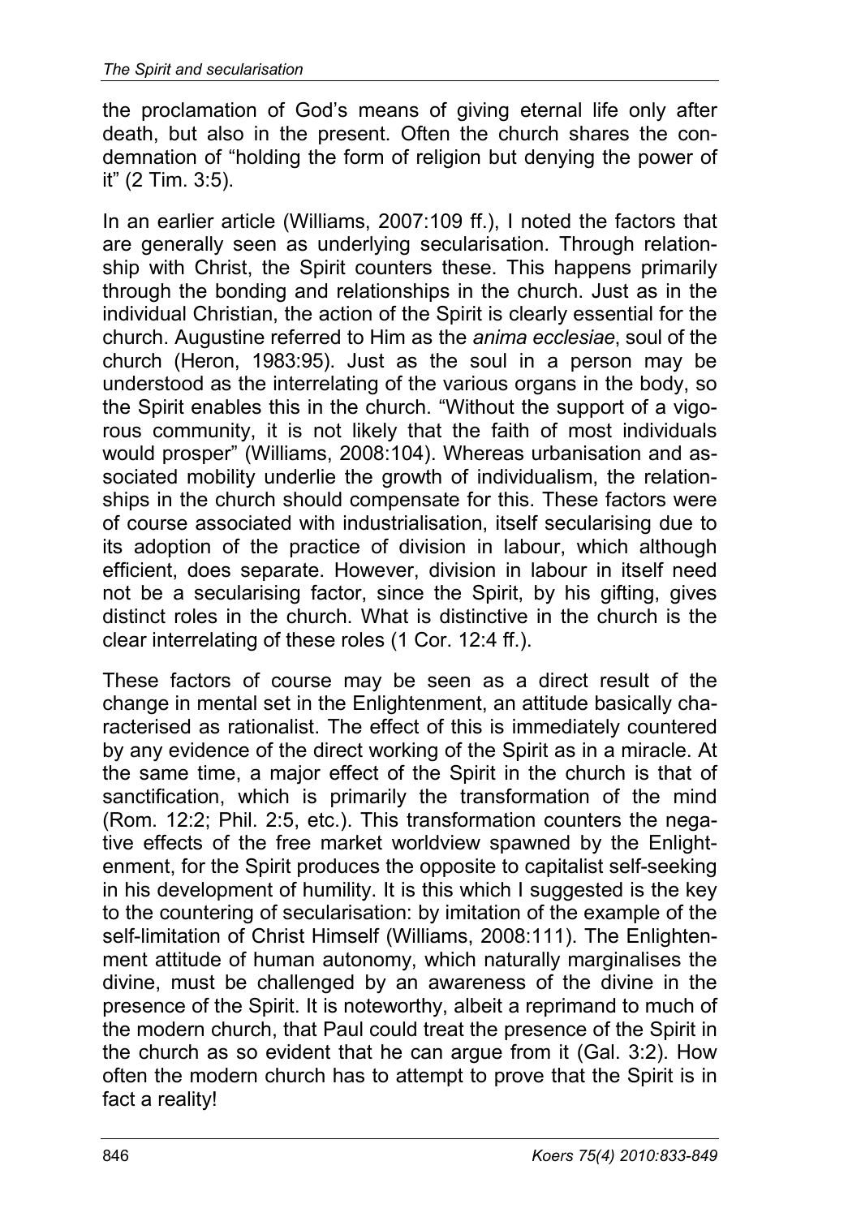the proclamation of God's means of giving eternal life only after death, but also in the present. Often the church shares the condemnation of "holding the form of religion but denying the power of it" (2 Tim. 3:5).

In an earlier article (Williams, 2007:109 ff.), I noted the factors that are generally seen as underlying secularisation. Through relationship with Christ, the Spirit counters these. This happens primarily through the bonding and relationships in the church. Just as in the individual Christian, the action of the Spirit is clearly essential for the church. Augustine referred to Him as the *anima ecclesiae*, soul of the church (Heron, 1983:95). Just as the soul in a person may be understood as the interrelating of the various organs in the body, so the Spirit enables this in the church. "Without the support of a vigorous community, it is not likely that the faith of most individuals would prosper" (Williams, 2008:104). Whereas urbanisation and associated mobility underlie the growth of individualism, the relationships in the church should compensate for this. These factors were of course associated with industrialisation, itself secularising due to its adoption of the practice of division in labour, which although efficient, does separate. However, division in labour in itself need not be a secularising factor, since the Spirit, by his gifting, gives distinct roles in the church. What is distinctive in the church is the clear interrelating of these roles (1 Cor. 12:4 ff.).

These factors of course may be seen as a direct result of the change in mental set in the Enlightenment, an attitude basically characterised as rationalist. The effect of this is immediately countered by any evidence of the direct working of the Spirit as in a miracle. At the same time, a major effect of the Spirit in the church is that of sanctification, which is primarily the transformation of the mind (Rom. 12:2; Phil. 2:5, etc.). This transformation counters the negative effects of the free market worldview spawned by the Enlightenment, for the Spirit produces the opposite to capitalist self-seeking in his development of humility. It is this which I suggested is the key to the countering of secularisation: by imitation of the example of the self-limitation of Christ Himself (Williams, 2008:111). The Enlightenment attitude of human autonomy, which naturally marginalises the divine, must be challenged by an awareness of the divine in the presence of the Spirit. It is noteworthy, albeit a reprimand to much of the modern church, that Paul could treat the presence of the Spirit in the church as so evident that he can argue from it (Gal. 3:2). How often the modern church has to attempt to prove that the Spirit is in fact a reality!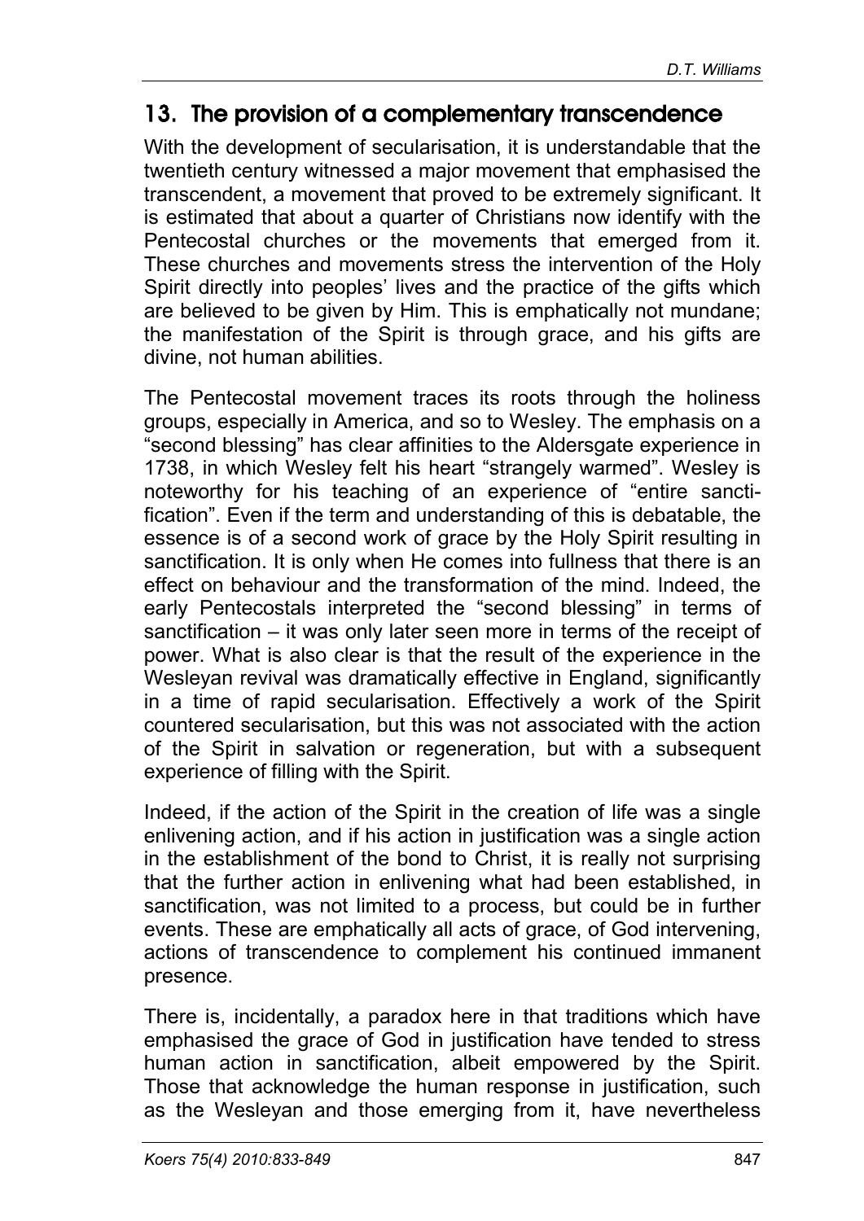## 13. The provision of a complementary transcendence

With the development of secularisation, it is understandable that the twentieth century witnessed a major movement that emphasised the transcendent, a movement that proved to be extremely significant. It is estimated that about a quarter of Christians now identify with the Pentecostal churches or the movements that emerged from it. These churches and movements stress the intervention of the Holy Spirit directly into peoples' lives and the practice of the gifts which are believed to be given by Him. This is emphatically not mundane; the manifestation of the Spirit is through grace, and his gifts are divine, not human abilities.

The Pentecostal movement traces its roots through the holiness groups, especially in America, and so to Wesley. The emphasis on a "second blessing" has clear affinities to the Aldersgate experience in 1738, in which Wesley felt his heart "strangely warmed". Wesley is noteworthy for his teaching of an experience of "entire sanctification". Even if the term and understanding of this is debatable, the essence is of a second work of grace by the Holy Spirit resulting in sanctification. It is only when He comes into fullness that there is an effect on behaviour and the transformation of the mind. Indeed, the early Pentecostals interpreted the "second blessing" in terms of sanctification – it was only later seen more in terms of the receipt of power. What is also clear is that the result of the experience in the Wesleyan revival was dramatically effective in England, significantly in a time of rapid secularisation. Effectively a work of the Spirit countered secularisation, but this was not associated with the action of the Spirit in salvation or regeneration, but with a subsequent experience of filling with the Spirit.

Indeed, if the action of the Spirit in the creation of life was a single enlivening action, and if his action in justification was a single action in the establishment of the bond to Christ, it is really not surprising that the further action in enlivening what had been established, in sanctification, was not limited to a process, but could be in further events. These are emphatically all acts of grace, of God intervening, actions of transcendence to complement his continued immanent presence.

There is, incidentally, a paradox here in that traditions which have emphasised the grace of God in justification have tended to stress human action in sanctification, albeit empowered by the Spirit. Those that acknowledge the human response in justification, such as the Wesleyan and those emerging from it, have nevertheless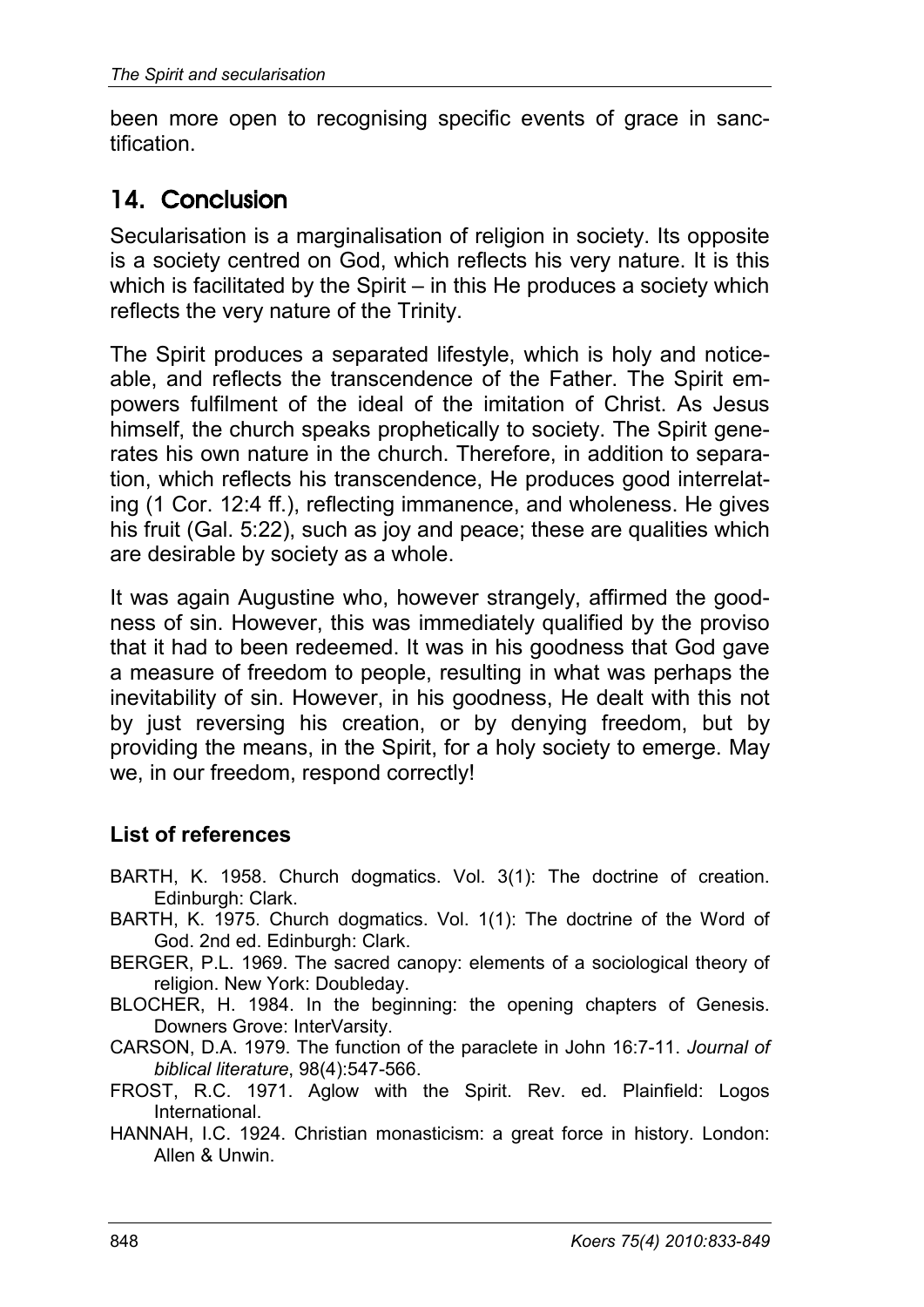been more open to recognising specific events of grace in sanctification.

## 14. Conclusion

Secularisation is a marginalisation of religion in society. Its opposite is a society centred on God, which reflects his very nature. It is this which is facilitated by the Spirit – in this He produces a society which reflects the very nature of the Trinity.

The Spirit produces a separated lifestyle, which is holy and noticeable, and reflects the transcendence of the Father. The Spirit empowers fulfilment of the ideal of the imitation of Christ. As Jesus himself, the church speaks prophetically to society. The Spirit generates his own nature in the church. Therefore, in addition to separation, which reflects his transcendence, He produces good interrelating (1 Cor. 12:4 ff.), reflecting immanence, and wholeness. He gives his fruit (Gal. 5:22), such as joy and peace; these are qualities which are desirable by society as a whole.

It was again Augustine who, however strangely, affirmed the goodness of sin. However, this was immediately qualified by the proviso that it had to been redeemed. It was in his goodness that God gave a measure of freedom to people, resulting in what was perhaps the inevitability of sin. However, in his goodness, He dealt with this not by just reversing his creation, or by denying freedom, but by providing the means, in the Spirit, for a holy society to emerge. May we, in our freedom, respond correctly!

### List of references

BARTH, K. 1958. Church dogmatics. Vol. 3(1): The doctrine of creation. Edinburgh: Clark.

BARTH, K. 1975. Church dogmatics. Vol. 1(1): The doctrine of the Word of God. 2nd ed. Edinburgh: Clark.

BERGER, P.L. 1969. The sacred canopy: elements of a sociological theory of religion. New York: Doubleday.

BLOCHER, H. 1984. In the beginning: the opening chapters of Genesis. Downers Grove: InterVarsity.

CARSON, D.A. 1979. The function of the paraclete in John 16:7-11. *Journal of biblical literature*, 98(4):547-566.

FROST, R.C. 1971. Aglow with the Spirit. Rev. ed. Plainfield: Logos International.

HANNAH, I.C. 1924. Christian monasticism: a great force in history. London: Allen & Unwin.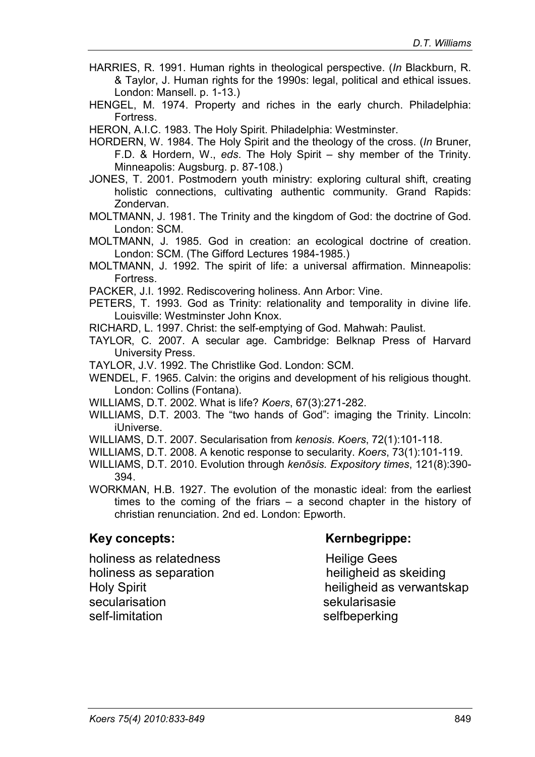HARRIES, R. 1991. Human rights in theological perspective. (*In* Blackburn, R. & Taylor, J. Human rights for the 1990s: legal, political and ethical issues. London: Mansell. p. 1-13.)

HENGEL, M. 1974. Property and riches in the early church. Philadelphia: Fortress.

HERON, A.I.C. 1983. The Holy Spirit. Philadelphia: Westminster.

HORDERN, W. 1984. The Holy Spirit and the theology of the cross. (*In* Bruner, F.D. & Hordern, W., *eds*. The Holy Spirit – shy member of the Trinity. Minneapolis: Augsburg. p. 87-108.)

JONES, T. 2001. Postmodern youth ministry: exploring cultural shift, creating holistic connections, cultivating authentic community. Grand Rapids: Zondervan.

MOLTMANN, J. 1981. The Trinity and the kingdom of God: the doctrine of God. London: SCM.

MOLTMANN, J. 1985. God in creation: an ecological doctrine of creation. London: SCM. (The Gifford Lectures 1984-1985.)

MOLTMANN, J. 1992. The spirit of life: a universal affirmation. Minneapolis: Fortress.

PACKER, J.I. 1992. Rediscovering holiness. Ann Arbor: Vine.

PETERS, T. 1993. God as Trinity: relationality and temporality in divine life. Louisville: Westminster John Knox.

RICHARD, L. 1997. Christ: the self-emptying of God. Mahwah: Paulist.

TAYLOR, C. 2007. A secular age. Cambridge: Belknap Press of Harvard University Press.

TAYLOR, J.V. 1992. The Christlike God. London: SCM.

WENDEL, F. 1965. Calvin: the origins and development of his religious thought. London: Collins (Fontana).

WILLIAMS, D.T. 2002. What is life? *Koers*, 67(3):271-282.

WILLIAMS, D.T. 2003. The "two hands of God": imaging the Trinity. Lincoln: iUniverse.

WILLIAMS, D.T. 2007. Secularisation from *kenosis*. *Koers*, 72(1):101-118.

WILLIAMS, D.T. 2008. A kenotic response to secularity. *Koers*, 73(1):101-119.

WILLIAMS, D.T. 2010. Evolution through *kenōsis. Expository times*, 121(8):390-394.

WORKMAN, H.B. 1927. The evolution of the monastic ideal: from the earliest times to the coming of the friars – a second chapter in the history of christian renunciation. 2nd ed. London: Epworth.

**Key concepts:**

holiness as relatedness
holiness as separation
Holy Spirit
secularisation
self-limitation

**Kernbegrippe:**

Heilige Gees
heiligheid as skeiding
heiligheid as verwantskap
sekularisasie
selfbeperking